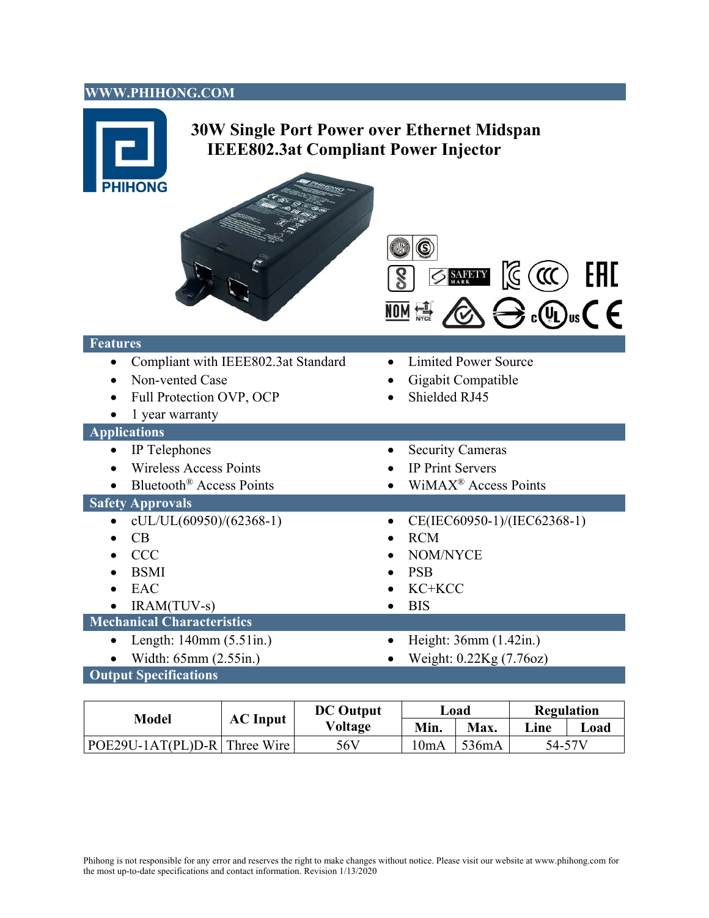WWW.PHIHONG.COM

# 30W Single Port Power over Ethernet Midspan IEEE802.3at Compliant Power Injector

## Features

- Compliant with IEEE802.3at Standard
- Non-vented Case
- Full Protection OVP, OCP
- 1 year warranty
- Limited Power Source
- Gigabit Compatible
- Shielded RJ45

## Applications

- IP Telephones
- Wireless Access Points
- Bluetooth® Access Points
- Security Cameras
- IP Print Servers
- WiMAX® Access Points

## Safety Approvals

- cUL/UL(60950)/(62368-1)
- CB
- CCC
- BSMI
- EAC
- IRAM(TUV-s)
- CE(IEC60950-1)/(IEC62368-1)
- RCM
- NOM/NYCE
- PSB
- KC+KCC
- BIS

## Mechanical Characteristics

- Length: 140mm (5.51in.)
- Width: 65mm (2.55in.)
- Height: 36mm (1.42in.)
- Weight: 0.22Kg (7.76oz)

## Output Specifications

| Model | AC Input | DC Output Voltage | Load | | Regulation | |
|---|---|---|---|---|---|---|
| | | | Min. | Max. | Line | Load |
| POE29U-1AT(PL)D-R | Three Wire | 56V | 10mA | 536mA | 54-57V | |

Phihong is not responsible for any error and reserves the right to make changes without notice. Please visit our website at www.phihong.com for the most up-to-date specifications and contact information. Revision 1/13/2020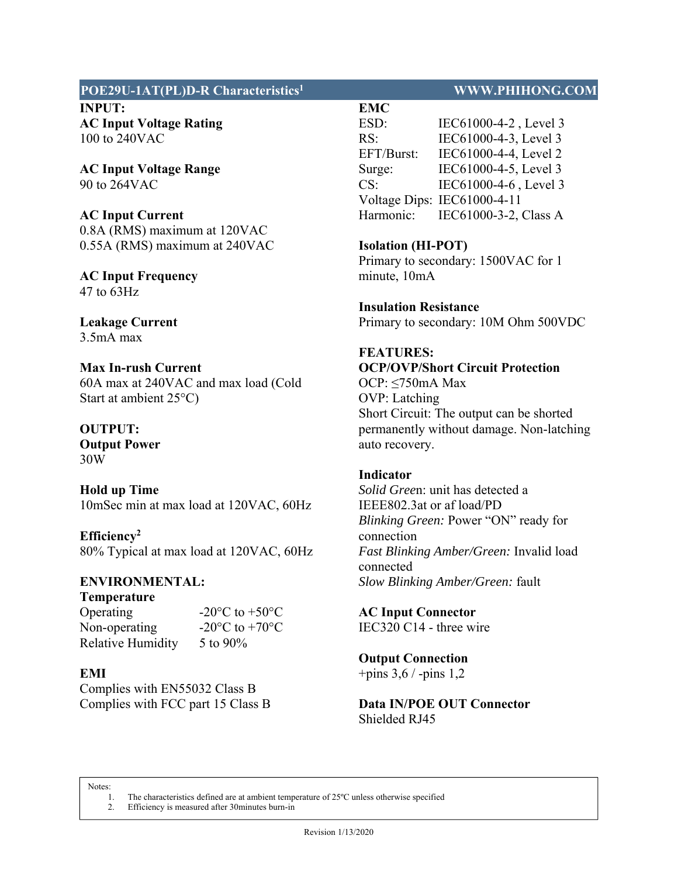## POE29U-1AT(PL)D-R Characteristics[1] WWW.PHIHONG.COM

**INPUT:**

**AC Input Voltage Rating**
100 to 240VAC

**AC Input Voltage Range**
90 to 264VAC

**AC Input Current**
0.8A (RMS) maximum at 120VAC
0.55A (RMS) maximum at 240VAC

**AC Input Frequency**
47 to 63Hz

**Leakage Current**
3.5mA max

**Max In-rush Current**
60A max at 240VAC and max load (Cold Start at ambient 25°C)

**OUTPUT:**

**Output Power**
30W

**Hold up Time**
10mSec min at max load at 120VAC, 60Hz

**Efficiency[2]**
80% Typical at max load at 120VAC, 60Hz

**ENVIRONMENTAL:**

**Temperature**

| | |
|---|---|
| Operating | -20°C to +50°C |
| Non-operating | -20°C to +70°C |
| Relative Humidity | 5 to 90% |

**EMI**
Complies with EN55032 Class B
Complies with FCC part 15 Class B

**EMC**

| | |
|---|---|
| ESD: | IEC61000-4-2 , Level 3 |
| RS: | IEC61000-4-3, Level 3 |
| EFT/Burst: | IEC61000-4-4, Level 2 |
| Surge: | IEC61000-4-5, Level 3 |
| CS: | IEC61000-4-6 , Level 3 |
| Voltage Dips: | IEC61000-4-11 |
| Harmonic: | IEC61000-3-2, Class A |

**Isolation (HI-POT)**
Primary to secondary: 1500VAC for 1 minute, 10mA

**Insulation Resistance**
Primary to secondary: 10M Ohm 500VDC

**FEATURES:**

**OCP/OVP/Short Circuit Protection**
OCP: ≤750mA Max
OVP: Latching
Short Circuit: The output can be shorted permanently without damage. Non-latching auto recovery.

**Indicator**
*Solid Green*: unit has detected a IEEE802.3at or af load/PD
*Blinking Green:* Power "ON" ready for connection
*Fast Blinking Amber/Green:* Invalid load connected
*Slow Blinking Amber/Green:* fault

**AC Input Connector**
IEC320 C14 - three wire

**Output Connection**
+pins 3,6 / -pins 1,2

**Data IN/POE OUT Connector**
Shielded RJ45

Notes:
1. The characteristics defined are at ambient temperature of 25ºC unless otherwise specified
2. Efficiency is measured after 30minutes burn-in

Revision 1/13/2020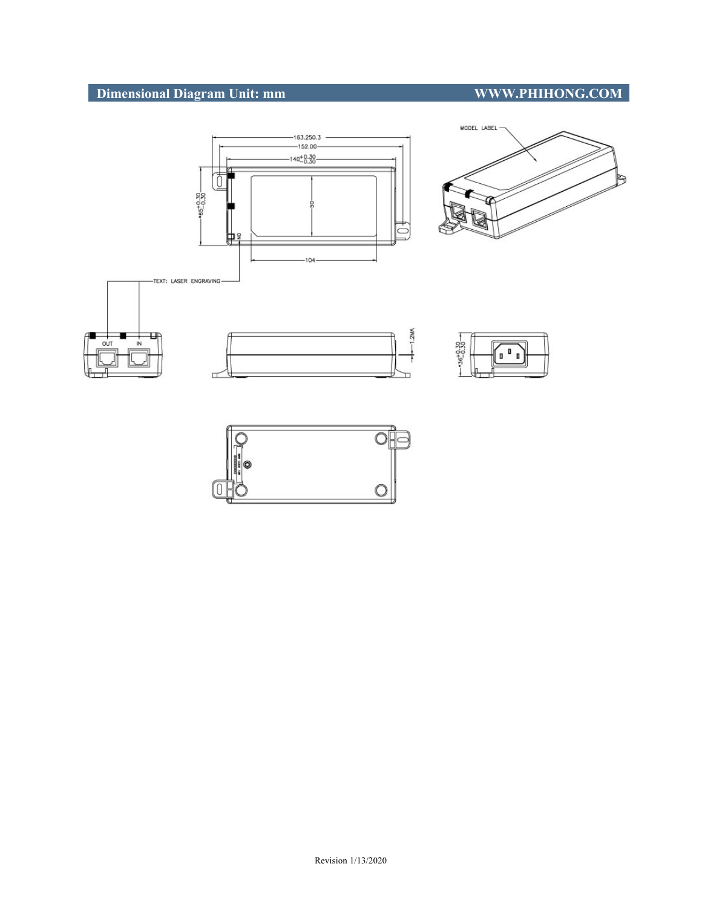## Dimensional Diagram Unit: mm WWW.PHIHONG.COM

163.25±0.3

152.00

$140^{+0.30}_{-0.30}$

$*65^{+0.30}_{-0.30}$

50

104

NO

TEXT: LASER ENGRAVING

MODEL LABEL

OUT IN

1.2MAX

$*36^{+0.30}_{-0.30}$

Revision 1/13/2020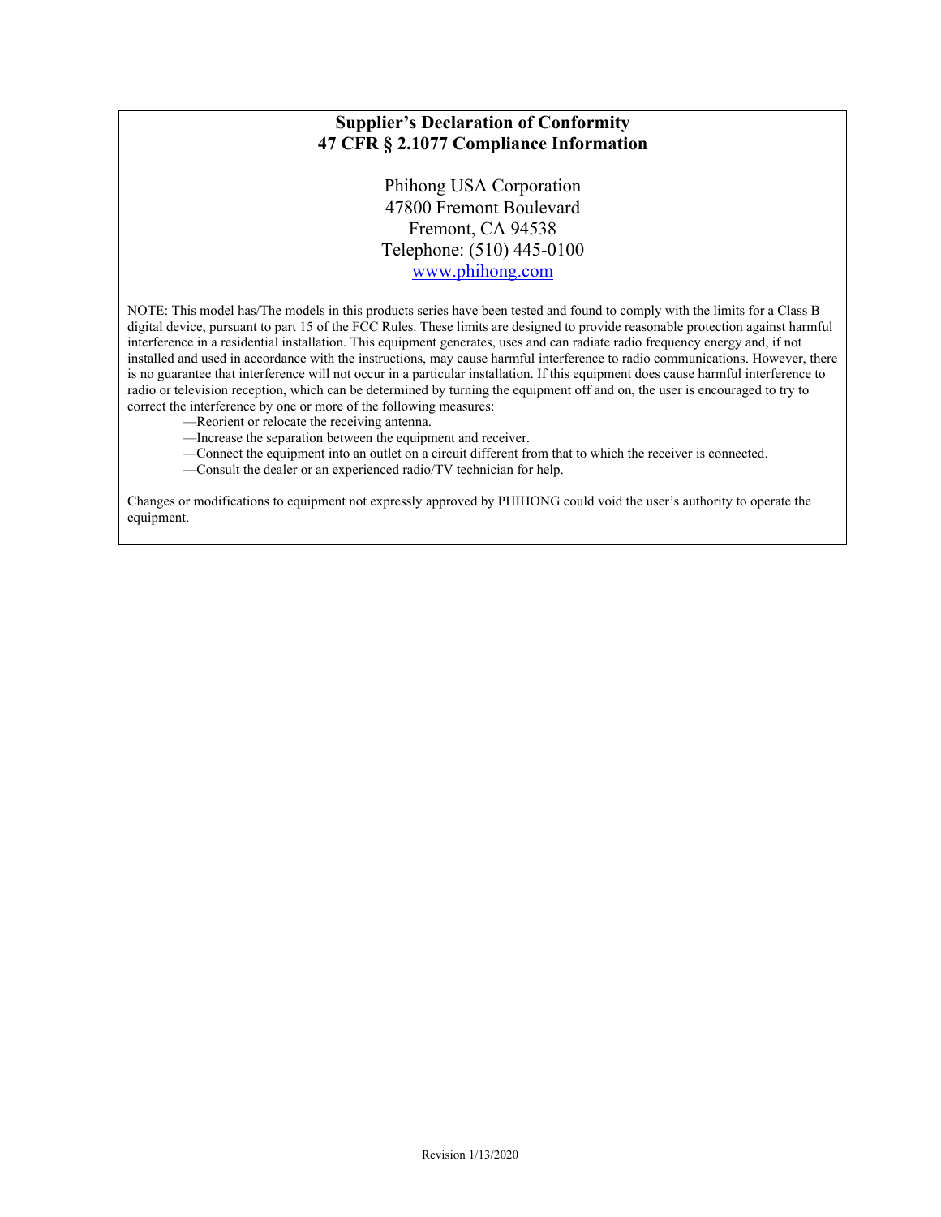# Supplier's Declaration of Conformity
# 47 CFR § 2.1077 Compliance Information

Phihong USA Corporation
47800 Fremont Boulevard
Fremont, CA 94538
Telephone: (510) 445-0100
[www.phihong.com](http://www.phihong.com)

NOTE: This model has/The models in this products series have been tested and found to comply with the limits for a Class B digital device, pursuant to part 15 of the FCC Rules. These limits are designed to provide reasonable protection against harmful interference in a residential installation. This equipment generates, uses and can radiate radio frequency energy and, if not installed and used in accordance with the instructions, may cause harmful interference to radio communications. However, there is no guarantee that interference will not occur in a particular installation. If this equipment does cause harmful interference to radio or television reception, which can be determined by turning the equipment off and on, the user is encouraged to try to correct the interference by one or more of the following measures:

—Reorient or relocate the receiving antenna.
—Increase the separation between the equipment and receiver.
—Connect the equipment into an outlet on a circuit different from that to which the receiver is connected.
—Consult the dealer or an experienced radio/TV technician for help.

Changes or modifications to equipment not expressly approved by PHIHONG could void the user's authority to operate the equipment.

Revision 1/13/2020